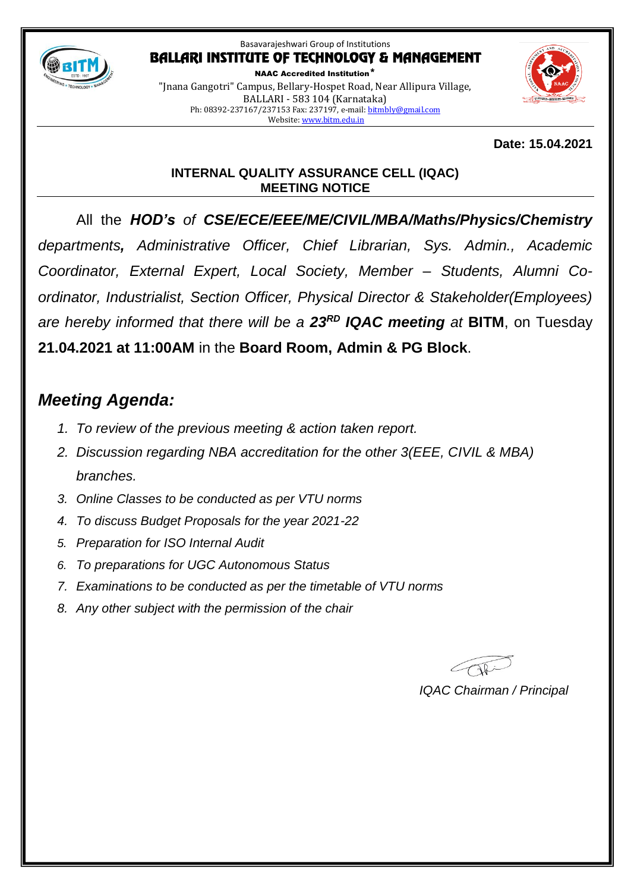Basavarajeshwari Group of Institutions

# BALLARI INSTITUTE OF TECHNOLOGY & MANAGEMENT

**NAAC Accredited Institution***

"Jnana Gangotri" Campus, Bellary-Hospet Road, Near Allipura Village,
BALLARI - 583 104 (Karnataka)
Ph: 08392-237167/237153 Fax: 237197, e-mail: bitmbly@gmail.com
Website: www.bitm.edu.in

**Date: 15.04.2021**

**INTERNAL QUALITY ASSURANCE CELL (IQAC)**
**MEETING NOTICE**

All the ***HOD's*** *of* ***CSE/ECE/EEE/ME/CIVIL/MBA/Maths/Physics/Chemistry*** *departments**,** Administrative Officer, Chief Librarian, Sys. Admin., Academic Coordinator, External Expert, Local Society, Member – Students, Alumni Co-ordinator, Industrialist, Section Officer, Physical Director & Stakeholder(Employees) are hereby informed that there will be a* ***23RD IQAC meeting*** *at* **BITM**, on Tuesday **21.04.2021 at 11:00AM** in the **Board Room, Admin & PG Block**.

## *Meeting Agenda:*

1. *To review of the previous meeting & action taken report.*
2. *Discussion regarding NBA accreditation for the other 3(EEE, CIVIL & MBA) branches.*
3. *Online Classes to be conducted as per VTU norms*
4. *To discuss Budget Proposals for the year 2021-22*
5. *Preparation for ISO Internal Audit*
6. *To preparations for UGC Autonomous Status*
7. *Examinations to be conducted as per the timetable of VTU norms*
8. *Any other subject with the permission of the chair*

*IQAC Chairman / Principal*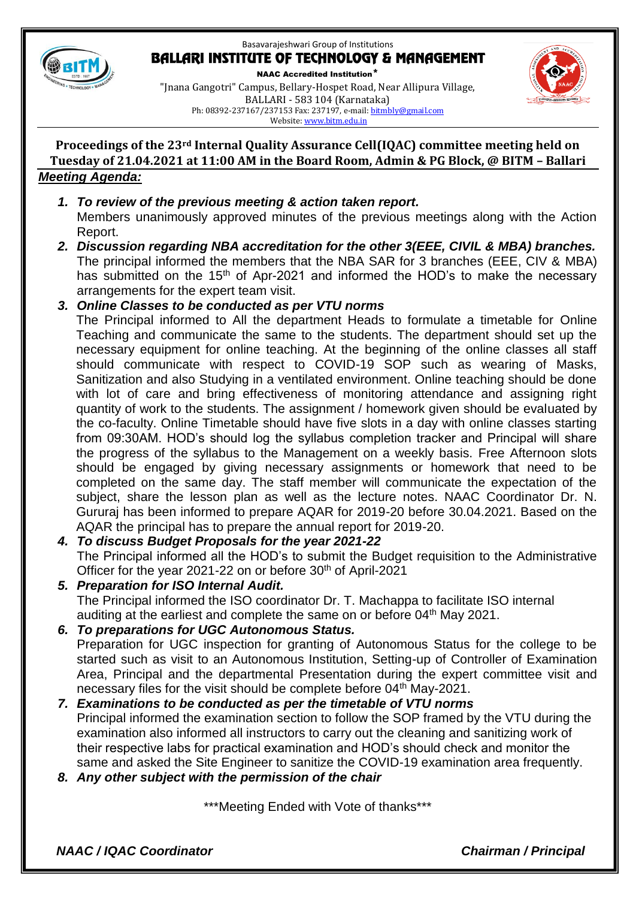Basavarajeshwari Group of Institutions

**BALLARI INSTITUTE OF TECHNOLOGY & MANAGEMENT**

**NAAC Accredited Institution***

"Jnana Gangotri" Campus, Bellary-Hospet Road, Near Allipura Village, BALLARI - 583 104 (Karnataka)

Ph: 08392-237167/237153 Fax: 237197, e-mail: bitmbly@gmail.com

Website: www.bitm.edu.in

**Proceedings of the 23rd Internal Quality Assurance Cell(IQAC) committee meeting held on Tuesday of 21.04.2021 at 11:00 AM in the Board Room, Admin & PG Block, @ BITM – Ballari**

***Meeting Agenda:***

1. ***To review of the previous meeting & action taken report.***
   Members unanimously approved minutes of the previous meetings along with the Action Report.
2. ***Discussion regarding NBA accreditation for the other 3(EEE, CIVIL & MBA) branches.***
   The principal informed the members that the NBA SAR for 3 branches (EEE, CIV & MBA) has submitted on the 15th of Apr-2021 and informed the HOD's to make the necessary arrangements for the expert team visit.
3. ***Online Classes to be conducted as per VTU norms***
   The Principal informed to All the department Heads to formulate a timetable for Online Teaching and communicate the same to the students. The department should set up the necessary equipment for online teaching. At the beginning of the online classes all staff should communicate with respect to COVID-19 SOP such as wearing of Masks, Sanitization and also Studying in a ventilated environment. Online teaching should be done with lot of care and bring effectiveness of monitoring attendance and assigning right quantity of work to the students. The assignment / homework given should be evaluated by the co-faculty. Online Timetable should have five slots in a day with online classes starting from 09:30AM. HOD's should log the syllabus completion tracker and Principal will share the progress of the syllabus to the Management on a weekly basis. Free Afternoon slots should be engaged by giving necessary assignments or homework that need to be completed on the same day. The staff member will communicate the expectation of the subject, share the lesson plan as well as the lecture notes. NAAC Coordinator Dr. N. Gururaj has been informed to prepare AQAR for 2019-20 before 30.04.2021. Based on the AQAR the principal has to prepare the annual report for 2019-20.
4. ***To discuss Budget Proposals for the year 2021-22***
   The Principal informed all the HOD's to submit the Budget requisition to the Administrative Officer for the year 2021-22 on or before 30th of April-2021
5. ***Preparation for ISO Internal Audit.***
   The Principal informed the ISO coordinator Dr. T. Machappa to facilitate ISO internal auditing at the earliest and complete the same on or before 04th May 2021.
6. ***To preparations for UGC Autonomous Status.***
   Preparation for UGC inspection for granting of Autonomous Status for the college to be started such as visit to an Autonomous Institution, Setting-up of Controller of Examination Area, Principal and the departmental Presentation during the expert committee visit and necessary files for the visit should be complete before 04th May-2021.
7. ***Examinations to be conducted as per the timetable of VTU norms***
   Principal informed the examination section to follow the SOP framed by the VTU during the examination also informed all instructors to carry out the cleaning and sanitizing work of their respective labs for practical examination and HOD's should check and monitor the same and asked the Site Engineer to sanitize the COVID-19 examination area frequently.
8. ***Any other subject with the permission of the chair***

***Meeting Ended with Vote of thanks***

***NAAC / IQAC Coordinator*** ***Chairman / Principal***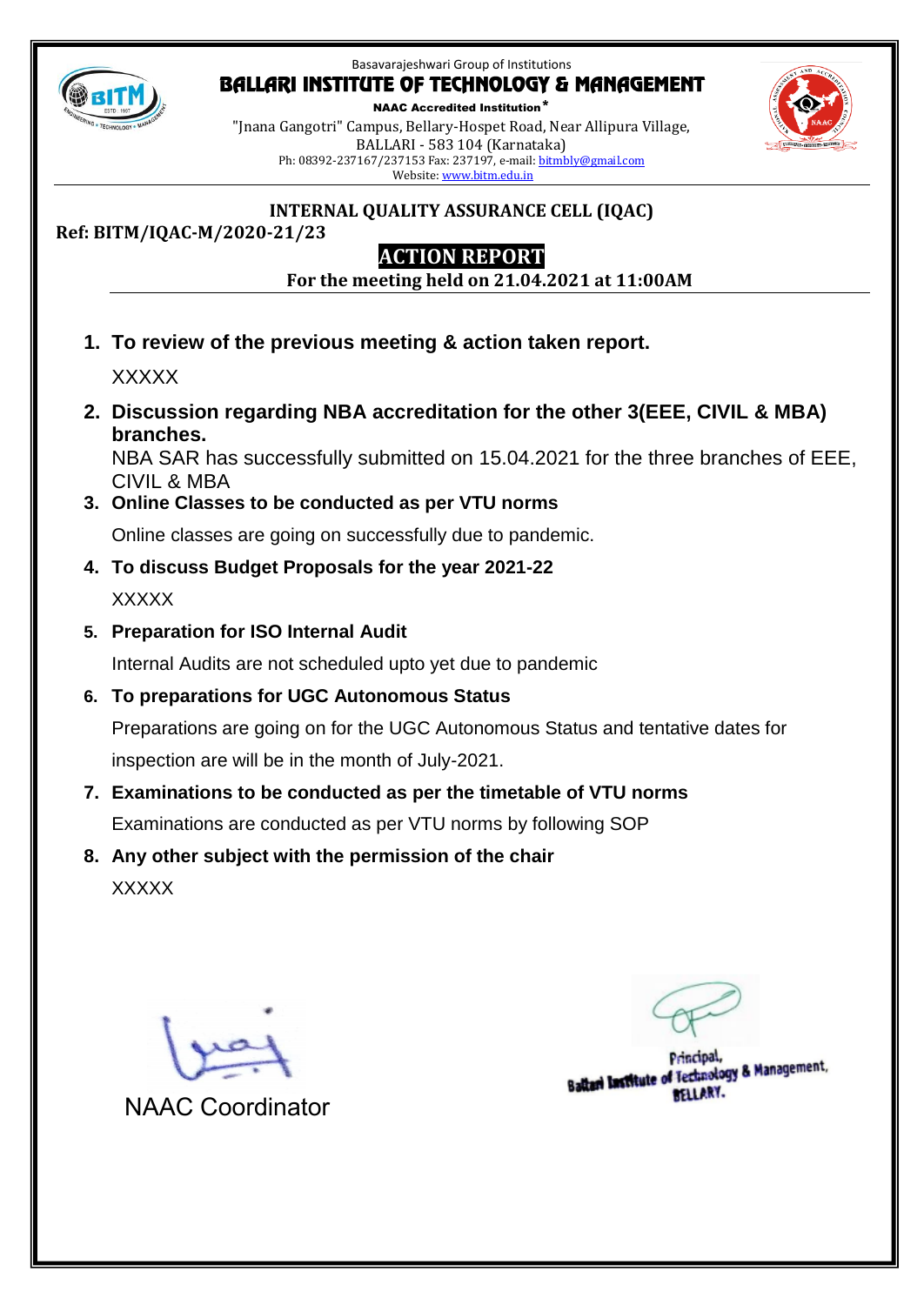Basavarajeshwari Group of Institutions

# BALLARI INSTITUTE OF TECHNOLOGY & MANAGEMENT

**NAAC Accredited Institution***

"Jnana Gangotri" Campus, Bellary-Hospet Road, Near Allipura Village,
BALLARI - 583 104 (Karnataka)
Ph: 08392-237167/237153 Fax: 237197, e-mail: bitmbly@gmail.com
Website: www.bitm.edu.in

**INTERNAL QUALITY ASSURANCE CELL (IQAC)**

**Ref: BITM/IQAC-M/2020-21/23**

## ACTION REPORT

**For the meeting held on 21.04.2021 at 11:00AM**

1. **To review of the previous meeting & action taken report.**

   XXXXX

2. **Discussion regarding NBA accreditation for the other 3(EEE, CIVIL & MBA) branches.**

   NBA SAR has successfully submitted on 15.04.2021 for the three branches of EEE, CIVIL & MBA

3. **Online Classes to be conducted as per VTU norms**

   Online classes are going on successfully due to pandemic.

4. **To discuss Budget Proposals for the year 2021-22**

   XXXXX

5. **Preparation for ISO Internal Audit**

   Internal Audits are not scheduled upto yet due to pandemic

6. **To preparations for UGC Autonomous Status**

   Preparations are going on for the UGC Autonomous Status and tentative dates for inspection are will be in the month of July-2021.

7. **Examinations to be conducted as per the timetable of VTU norms**

   Examinations are conducted as per VTU norms by following SOP

8. **Any other subject with the permission of the chair**

   XXXXX

NAAC Coordinator

Principal,
Ballari Institute of Technology & Management,
BELLARY.